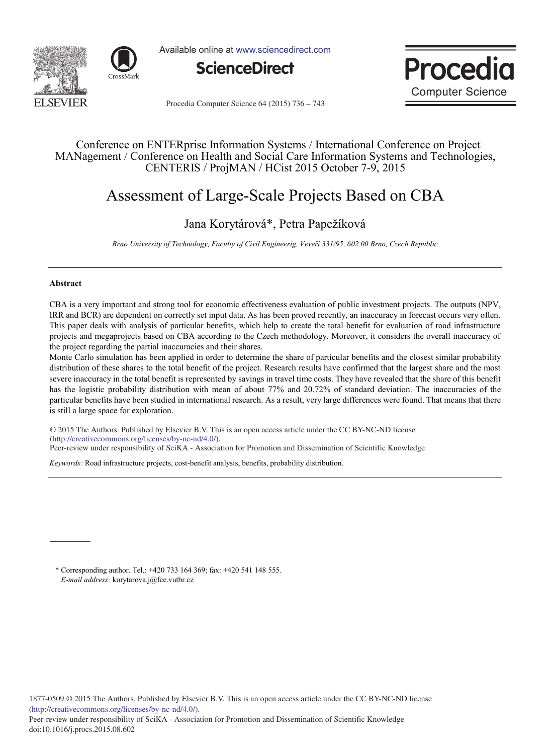Conference on ENTERprise Information Systems / International Conference on Project MANagement / Conference on Health and Social Care Information Systems and Technologies, CENTERIS / ProjMAN / HCist 2015 October 7-9, 2015

# Assessment of Large-Scale Projects Based on CBA

Jana Korytárová*, Petra Papežíková

*Brno University of Technology, Faculty of Civil Engineerig, Veveří 331/95, 602 00 Brno, Czech Republic*

## Abstract

CBA is a very important and strong tool for economic effectiveness evaluation of public investment projects. The outputs (NPV, IRR and BCR) are dependent on correctly set input data. As has been proved recently, an inaccuracy in forecast occurs very often. This paper deals with analysis of particular benefits, which help to create the total benefit for evaluation of road infrastructure projects and megaprojects based on CBA according to the Czech methodology. Moreover, it considers the overall inaccuracy of the project regarding the partial inaccuracies and their shares.

Monte Carlo simulation has been applied in order to determine the share of particular benefits and the closest similar probability distribution of these shares to the total benefit of the project. Research results have confirmed that the largest share and the most severe inaccuracy in the total benefit is represented by savings in travel time costs. They have revealed that the share of this benefit has the logistic probability distribution with mean of about 77% and 20.72% of standard deviation. The inaccuracies of the particular benefits have been studied in international research. As a result, very large differences were found. That means that there is still a large space for exploration.

© 2015 The Authors. Published by Elsevier B.V. This is an open access article under the CC BY-NC-ND license (http://creativecommons.org/licenses/by-nc-nd/4.0/).
Peer-review under responsibility of SciKA - Association for Promotion and Dissemination of Scientific Knowledge

*Keywords:* Road infrastructure projects, cost-benefit analysis, benefits, probability distribution.

---

\* Corresponding author. Tel.: +420 733 164 369; fax: +420 541 148 555.
*E-mail address:* korytarova.j@fce.vutbr.cz

1877-0509 © 2015 The Authors. Published by Elsevier B.V. This is an open access article under the CC BY-NC-ND license (http://creativecommons.org/licenses/by-nc-nd/4.0/).
Peer-review under responsibility of SciKA - Association for Promotion and Dissemination of Scientific Knowledge
doi:10.1016/j.procs.2015.08.602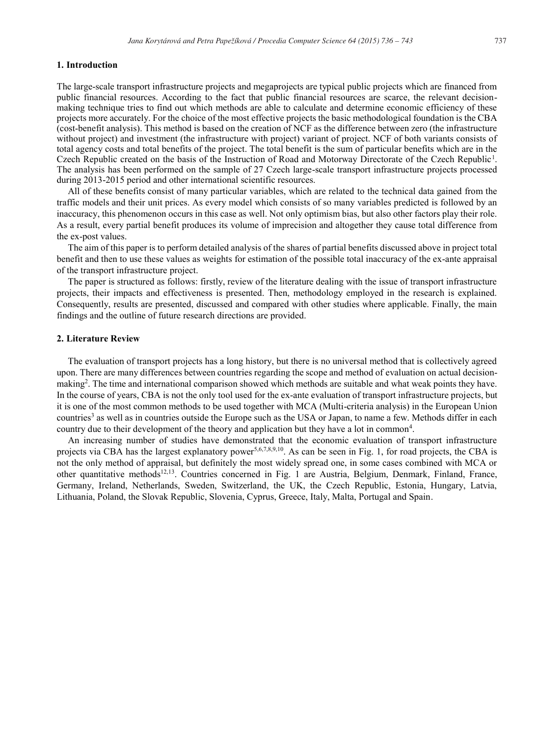## 1. Introduction

The large-scale transport infrastructure projects and megaprojects are typical public projects which are financed from public financial resources. According to the fact that public financial resources are scarce, the relevant decision-making technique tries to find out which methods are able to calculate and determine economic efficiency of these projects more accurately. For the choice of the most effective projects the basic methodological foundation is the CBA (cost-benefit analysis). This method is based on the creation of NCF as the difference between zero (the infrastructure without project) and investment (the infrastructure with project) variant of project. NCF of both variants consists of total agency costs and total benefits of the project. The total benefit is the sum of particular benefits which are in the Czech Republic created on the basis of the Instruction of Road and Motorway Directorate of the Czech Republic[1]. The analysis has been performed on the sample of 27 Czech large-scale transport infrastructure projects processed during 2013-2015 period and other international scientific resources.

All of these benefits consist of many particular variables, which are related to the technical data gained from the traffic models and their unit prices. As every model which consists of so many variables predicted is followed by an inaccuracy, this phenomenon occurs in this case as well. Not only optimism bias, but also other factors play their role. As a result, every partial benefit produces its volume of imprecision and altogether they cause total difference from the ex-post values.

The aim of this paper is to perform detailed analysis of the shares of partial benefits discussed above in project total benefit and then to use these values as weights for estimation of the possible total inaccuracy of the ex-ante appraisal of the transport infrastructure project.

The paper is structured as follows: firstly, review of the literature dealing with the issue of transport infrastructure projects, their impacts and effectiveness is presented. Then, methodology employed in the research is explained. Consequently, results are presented, discussed and compared with other studies where applicable. Finally, the main findings and the outline of future research directions are provided.

## 2. Literature Review

The evaluation of transport projects has a long history, but there is no universal method that is collectively agreed upon. There are many differences between countries regarding the scope and method of evaluation on actual decision-making[2]. The time and international comparison showed which methods are suitable and what weak points they have. In the course of years, CBA is not the only tool used for the ex-ante evaluation of transport infrastructure projects, but it is one of the most common methods to be used together with MCA (Multi-criteria analysis) in the European Union countries[3] as well as in countries outside the Europe such as the USA or Japan, to name a few. Methods differ in each country due to their development of the theory and application but they have a lot in common[4].

An increasing number of studies have demonstrated that the economic evaluation of transport infrastructure projects via CBA has the largest explanatory power[5,6,7,8,9,10]. As can be seen in Fig. 1, for road projects, the CBA is not the only method of appraisal, but definitely the most widely spread one, in some cases combined with MCA or other quantitative methods[12,13]. Countries concerned in Fig. 1 are Austria, Belgium, Denmark, Finland, France, Germany, Ireland, Netherlands, Sweden, Switzerland, the UK, the Czech Republic, Estonia, Hungary, Latvia, Lithuania, Poland, the Slovak Republic, Slovenia, Cyprus, Greece, Italy, Malta, Portugal and Spain.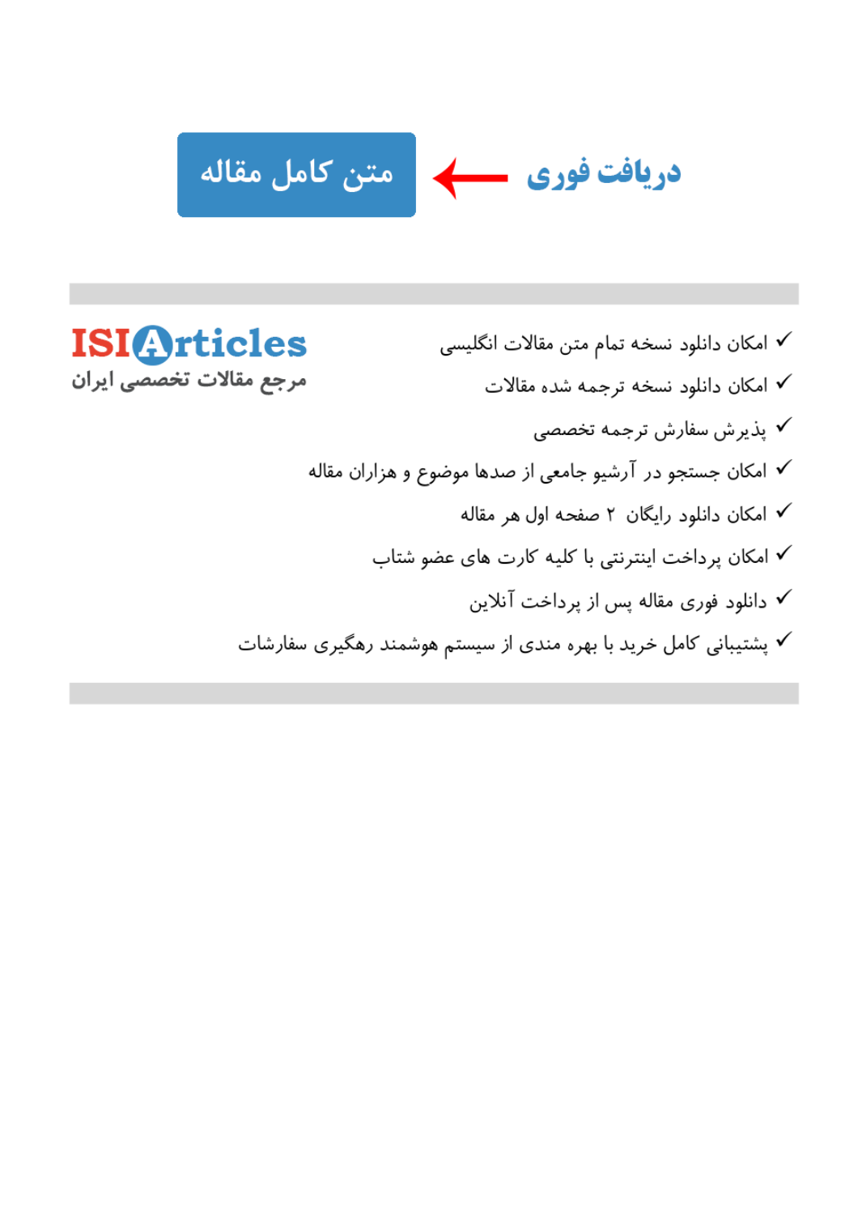دریافت فوری ← متن کامل مقاله

**ISIArticles**
مرجع مقالات تخصصی ایران

- ✓ امکان دانلود نسخه تمام متن مقالات انگلیسی
- ✓ امکان دانلود نسخه ترجمه شده مقالات
- ✓ پذیرش سفارش ترجمه تخصصی
- ✓ امکان جستجو در آرشیو جامعی از صدها موضوع و هزاران مقاله
- ✓ امکان دانلود رایگان ۲ صفحه اول هر مقاله
- ✓ امکان پرداخت اینترنتی با کلیه کارت های عضو شتاب
- ✓ دانلود فوری مقاله پس از پرداخت آنلاین
- ✓ پشتیبانی کامل خرید با بهره مندی از سیستم هوشمند رهگیری سفارشات